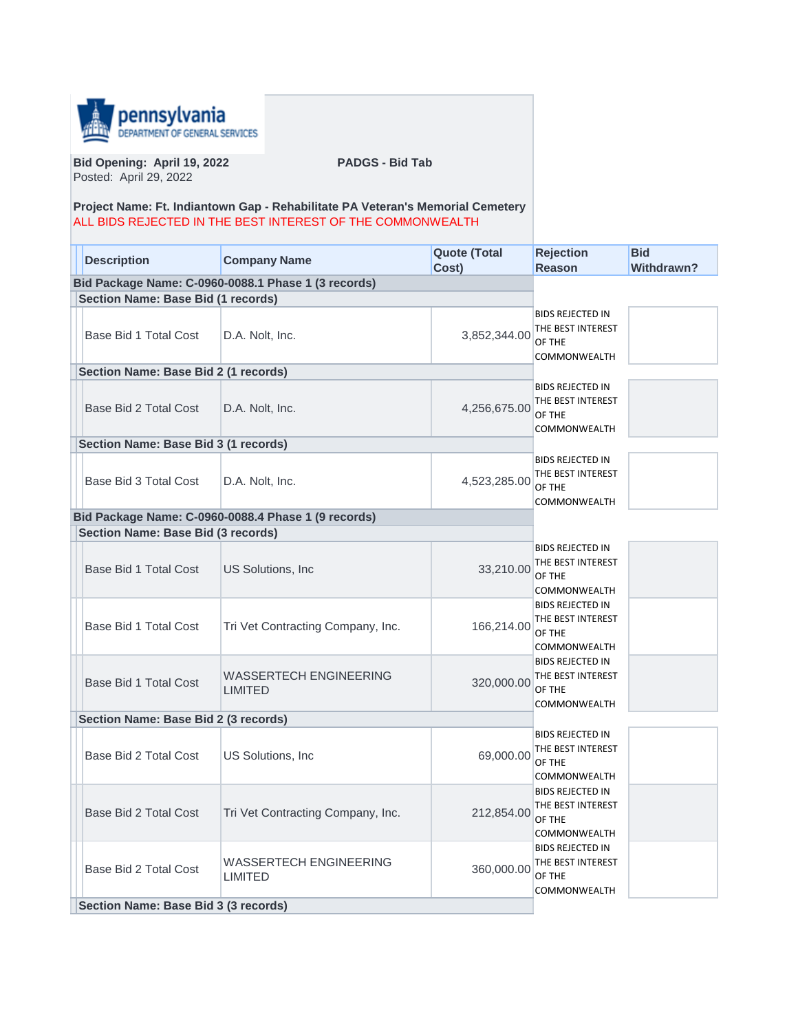pennsylvania
DEPARTMENT OF GENERAL SERVICES

**Bid Opening: April 19, 2022** **PADGS - Bid Tab**
Posted: April 29, 2022

**Project Name: Ft. Indiantown Gap - Rehabilitate PA Veteran's Memorial Cemetery**
ALL BIDS REJECTED IN THE BEST INTEREST OF THE COMMONWEALTH

| Description | Company Name | Quote (Total Cost) | Rejection Reason | Bid Withdrawn? |
|---|---|---|---|---|
| **Bid Package Name: C-0960-0088.1 Phase 1 (3 records)** | | | | |
| **Section Name: Base Bid (1 records)** | | | | |
| Base Bid 1 Total Cost | D.A. Nolt, Inc. | 3,852,344.00 | BIDS REJECTED IN THE BEST INTEREST OF THE COMMONWEALTH | |
| **Section Name: Base Bid 2 (1 records)** | | | | |
| Base Bid 2 Total Cost | D.A. Nolt, Inc. | 4,256,675.00 | BIDS REJECTED IN THE BEST INTEREST OF THE COMMONWEALTH | |
| **Section Name: Base Bid 3 (1 records)** | | | | |
| Base Bid 3 Total Cost | D.A. Nolt, Inc. | 4,523,285.00 | BIDS REJECTED IN THE BEST INTEREST OF THE COMMONWEALTH | |
| **Bid Package Name: C-0960-0088.4 Phase 1 (9 records)** | | | | |
| **Section Name: Base Bid (3 records)** | | | | |
| Base Bid 1 Total Cost | US Solutions, Inc | 33,210.00 | BIDS REJECTED IN THE BEST INTEREST OF THE COMMONWEALTH | |
| Base Bid 1 Total Cost | Tri Vet Contracting Company, Inc. | 166,214.00 | BIDS REJECTED IN THE BEST INTEREST OF THE COMMONWEALTH | |
| Base Bid 1 Total Cost | WASSERTECH ENGINEERING LIMITED | 320,000.00 | BIDS REJECTED IN THE BEST INTEREST OF THE COMMONWEALTH | |
| **Section Name: Base Bid 2 (3 records)** | | | | |
| Base Bid 2 Total Cost | US Solutions, Inc | 69,000.00 | BIDS REJECTED IN THE BEST INTEREST OF THE COMMONWEALTH | |
| Base Bid 2 Total Cost | Tri Vet Contracting Company, Inc. | 212,854.00 | BIDS REJECTED IN THE BEST INTEREST OF THE COMMONWEALTH | |
| Base Bid 2 Total Cost | WASSERTECH ENGINEERING LIMITED | 360,000.00 | BIDS REJECTED IN THE BEST INTEREST OF THE COMMONWEALTH | |
| **Section Name: Base Bid 3 (3 records)** | | | | |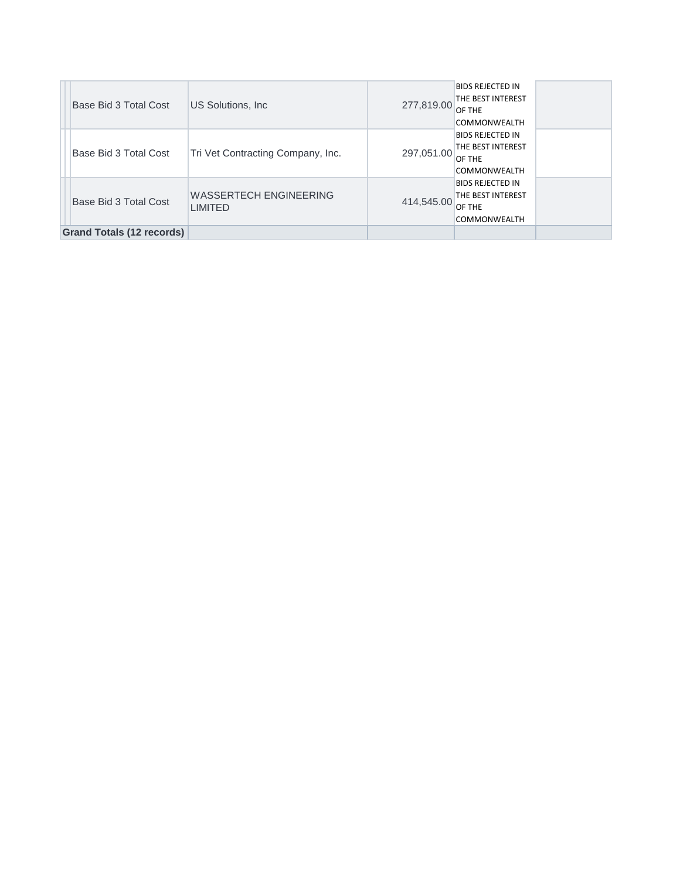| | | | | | |
|---|---|---|---|---|---|
| | Base Bid 3 Total Cost | US Solutions, Inc | 277,819.00 | BIDS REJECTED IN THE BEST INTEREST OF THE COMMONWEALTH | |
| | Base Bid 3 Total Cost | Tri Vet Contracting Company, Inc. | 297,051.00 | BIDS REJECTED IN THE BEST INTEREST OF THE COMMONWEALTH | |
| | Base Bid 3 Total Cost | WASSERTECH ENGINEERING LIMITED | 414,545.00 | BIDS REJECTED IN THE BEST INTEREST OF THE COMMONWEALTH | |
| **Grand Totals (12 records)** | | | | | |